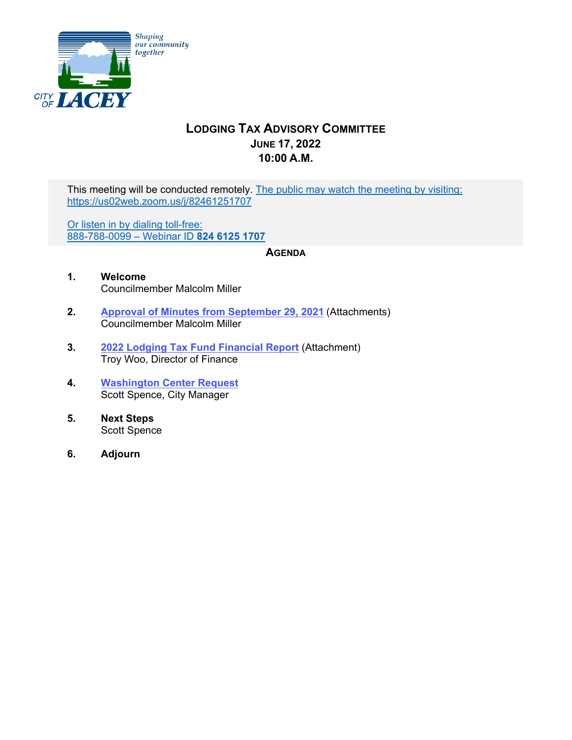Shaping our community together

CITY OF LACEY

# Lodging Tax Advisory Committee

## June 17, 2022

## 10:00 A.M.

This meeting will be conducted remotely. The public may watch the meeting by visiting: https://us02web.zoom.us/j/82461251707

Or listen in by dialing toll-free:
888-788-0099 – Webinar ID **824 6125 1707**

## Agenda

1. **Welcome**
   Councilmember Malcolm Miller

2. **Approval of Minutes from September 29, 2021** (Attachments)
   Councilmember Malcolm Miller

3. **2022 Lodging Tax Fund Financial Report** (Attachment)
   Troy Woo, Director of Finance

4. **Washington Center Request**
   Scott Spence, City Manager

5. **Next Steps**
   Scott Spence

6. **Adjourn**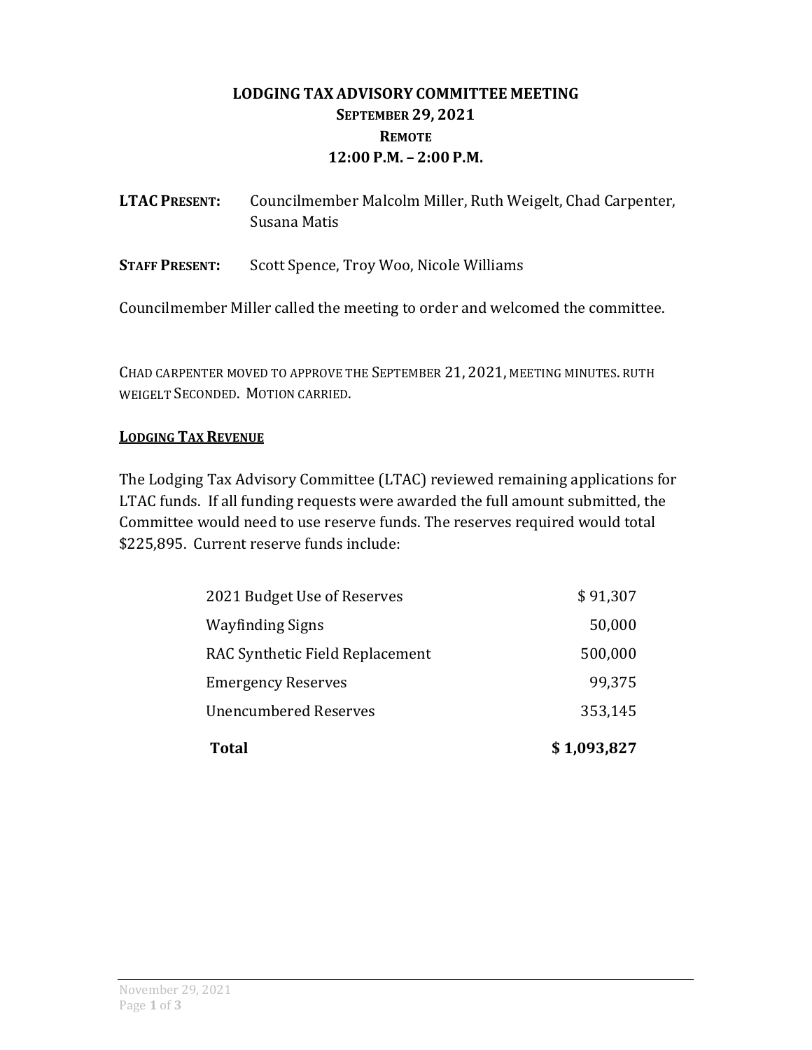**LODGING TAX ADVISORY COMMITTEE MEETING**
**SEPTEMBER 29, 2021**
**REMOTE**
**12:00 P.M. – 2:00 P.M.**

**LTAC PRESENT:** Councilmember Malcolm Miller, Ruth Weigelt, Chad Carpenter, Susana Matis

**STAFF PRESENT:** Scott Spence, Troy Woo, Nicole Williams

Councilmember Miller called the meeting to order and welcomed the committee.

CHAD CARPENTER MOVED TO APPROVE THE SEPTEMBER 21, 2021, MEETING MINUTES. RUTH WEIGELT SECONDED. MOTION CARRIED.

**LODGING TAX REVENUE**

The Lodging Tax Advisory Committee (LTAC) reviewed remaining applications for LTAC funds. If all funding requests were awarded the full amount submitted, the Committee would need to use reserve funds. The reserves required would total $225,895. Current reserve funds include:

| | |
|---|---|
| 2021 Budget Use of Reserves | $ 91,307 |
| Wayfinding Signs | 50,000 |
| RAC Synthetic Field Replacement | 500,000 |
| Emergency Reserves | 99,375 |
| Unencumbered Reserves | 353,145 |
| **Total** | **$ 1,093,827** |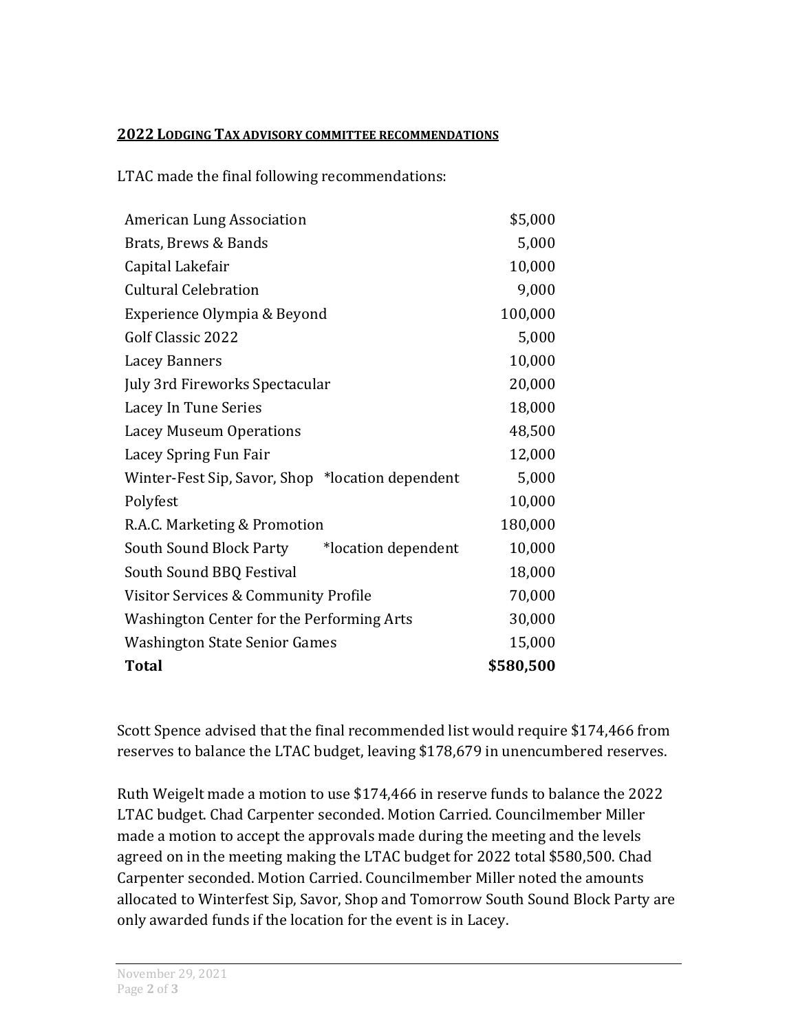## 2022 LODGING TAX ADVISORY COMMITTEE RECOMMENDATIONS

LTAC made the final following recommendations:

| | |
|---|---|
| American Lung Association | $5,000 |
| Brats, Brews & Bands | 5,000 |
| Capital Lakefair | 10,000 |
| Cultural Celebration | 9,000 |
| Experience Olympia & Beyond | 100,000 |
| Golf Classic 2022 | 5,000 |
| Lacey Banners | 10,000 |
| July 3rd Fireworks Spectacular | 20,000 |
| Lacey In Tune Series | 18,000 |
| Lacey Museum Operations | 48,500 |
| Lacey Spring Fun Fair | 12,000 |
| Winter-Fest Sip, Savor, Shop *location dependent | 5,000 |
| Polyfest | 10,000 |
| R.A.C. Marketing & Promotion | 180,000 |
| South Sound Block Party *location dependent | 10,000 |
| South Sound BBQ Festival | 18,000 |
| Visitor Services & Community Profile | 70,000 |
| Washington Center for the Performing Arts | 30,000 |
| Washington State Senior Games | 15,000 |
| **Total** | **$580,500** |

Scott Spence advised that the final recommended list would require $174,466 from reserves to balance the LTAC budget, leaving $178,679 in unencumbered reserves.

Ruth Weigelt made a motion to use $174,466 in reserve funds to balance the 2022 LTAC budget. Chad Carpenter seconded. Motion Carried. Councilmember Miller made a motion to accept the approvals made during the meeting and the levels agreed on in the meeting making the LTAC budget for 2022 total $580,500. Chad Carpenter seconded. Motion Carried. Councilmember Miller noted the amounts allocated to Winterfest Sip, Savor, Shop and Tomorrow South Sound Block Party are only awarded funds if the location for the event is in Lacey.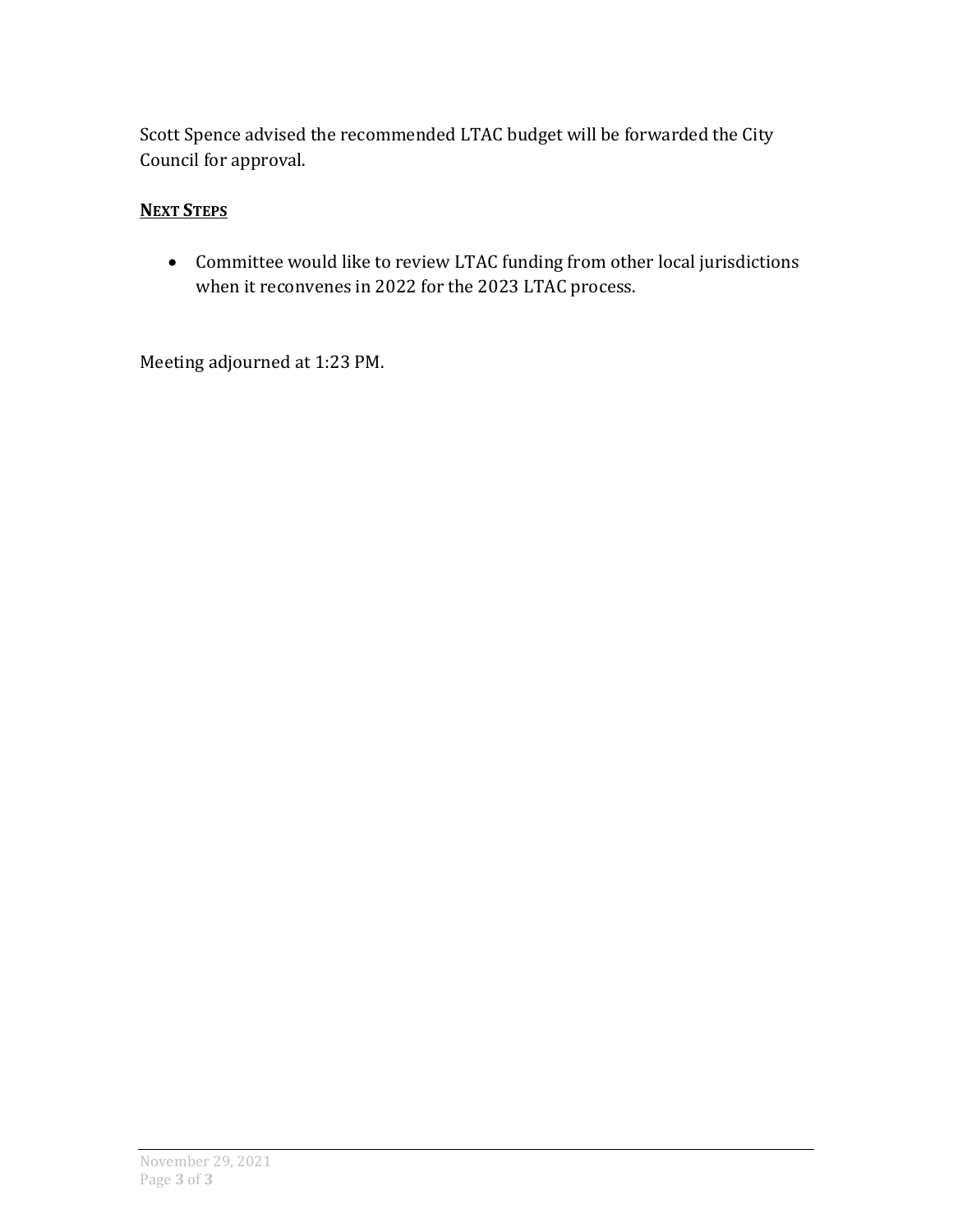Scott Spence advised the recommended LTAC budget will be forwarded the City Council for approval.

**NEXT STEPS**

- Committee would like to review LTAC funding from other local jurisdictions when it reconvenes in 2022 for the 2023 LTAC process.

Meeting adjourned at 1:23 PM.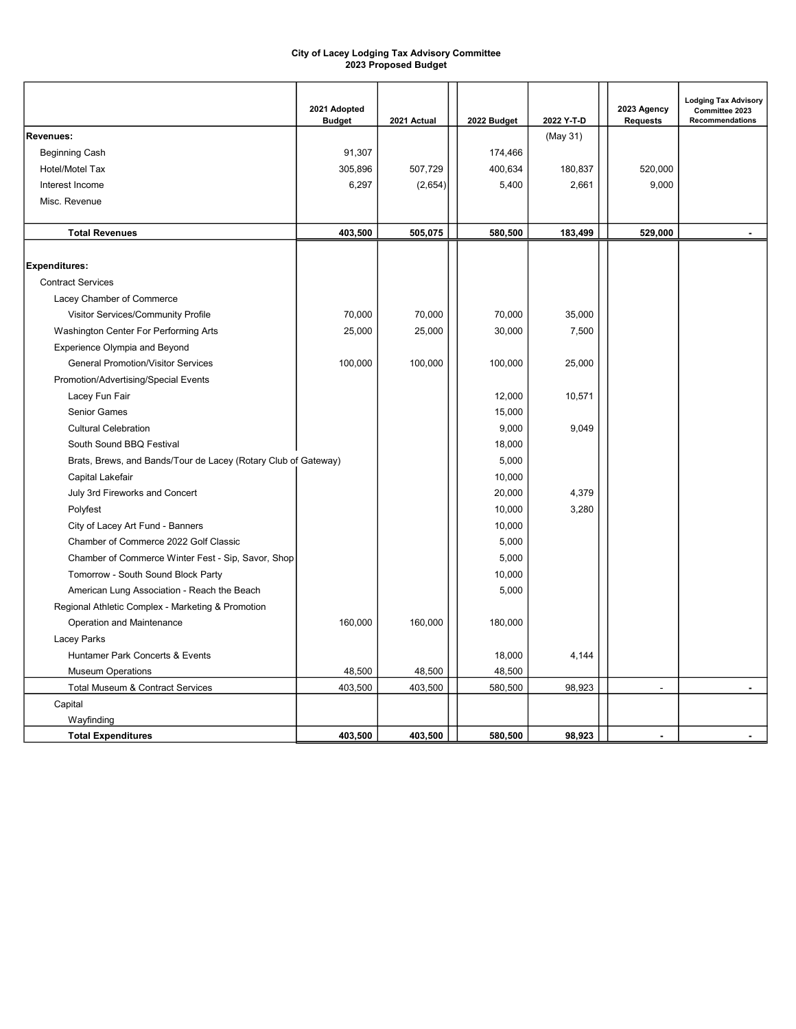**City of Lacey Lodging Tax Advisory Committee**
**2023 Proposed Budget**

| | 2021 Adopted Budget | 2021 Actual | 2022 Budget | 2022 Y-T-D | 2023 Agency Requests | Lodging Tax Advisory Committee 2023 Recommendations |
|---|---|---|---|---|---|---|
| **Revenues:** | | | | (May 31) | | |
| Beginning Cash | 91,307 | | 174,466 | | | |
| Hotel/Motel Tax | 305,896 | 507,729 | 400,634 | 180,837 | 520,000 | |
| Interest Income | 6,297 | (2,654) | 5,400 | 2,661 | 9,000 | |
| Misc. Revenue | | | | | | |
| **Total Revenues** | **403,500** | **505,075** | **580,500** | **183,499** | **529,000** | **-** |
| **Expenditures:** | | | | | | |
| Contract Services | | | | | | |
| Lacey Chamber of Commerce | | | | | | |
| Visitor Services/Community Profile | 70,000 | 70,000 | 70,000 | 35,000 | | |
| Washington Center For Performing Arts | 25,000 | 25,000 | 30,000 | 7,500 | | |
| Experience Olympia and Beyond | | | | | | |
| General Promotion/Visitor Services | 100,000 | 100,000 | 100,000 | 25,000 | | |
| Promotion/Advertising/Special Events | | | | | | |
| Lacey Fun Fair | | | 12,000 | 10,571 | | |
| Senior Games | | | 15,000 | | | |
| Cultural Celebration | | | 9,000 | 9,049 | | |
| South Sound BBQ Festival | | | 18,000 | | | |
| Brats, Brews, and Bands/Tour de Lacey (Rotary Club of Gateway) | | | 5,000 | | | |
| Capital Lakefair | | | 10,000 | | | |
| July 3rd Fireworks and Concert | | | 20,000 | 4,379 | | |
| Polyfest | | | 10,000 | 3,280 | | |
| City of Lacey Art Fund - Banners | | | 10,000 | | | |
| Chamber of Commerce 2022 Golf Classic | | | 5,000 | | | |
| Chamber of Commerce Winter Fest - Sip, Savor, Shop | | | 5,000 | | | |
| Tomorrow - South Sound Block Party | | | 10,000 | | | |
| American Lung Association - Reach the Beach | | | 5,000 | | | |
| Regional Athletic Complex - Marketing & Promotion | | | | | | |
| Operation and Maintenance | 160,000 | 160,000 | 180,000 | | | |
| Lacey Parks | | | | | | |
| Huntamer Park Concerts & Events | | | 18,000 | 4,144 | | |
| Museum Operations | 48,500 | 48,500 | 48,500 | | | |
| Total Museum & Contract Services | 403,500 | 403,500 | 580,500 | 98,923 | - | - |
| Capital | | | | | | |
| Wayfinding | | | | | | |
| **Total Expenditures** | **403,500** | **403,500** | **580,500** | **98,923** | **-** | **-** |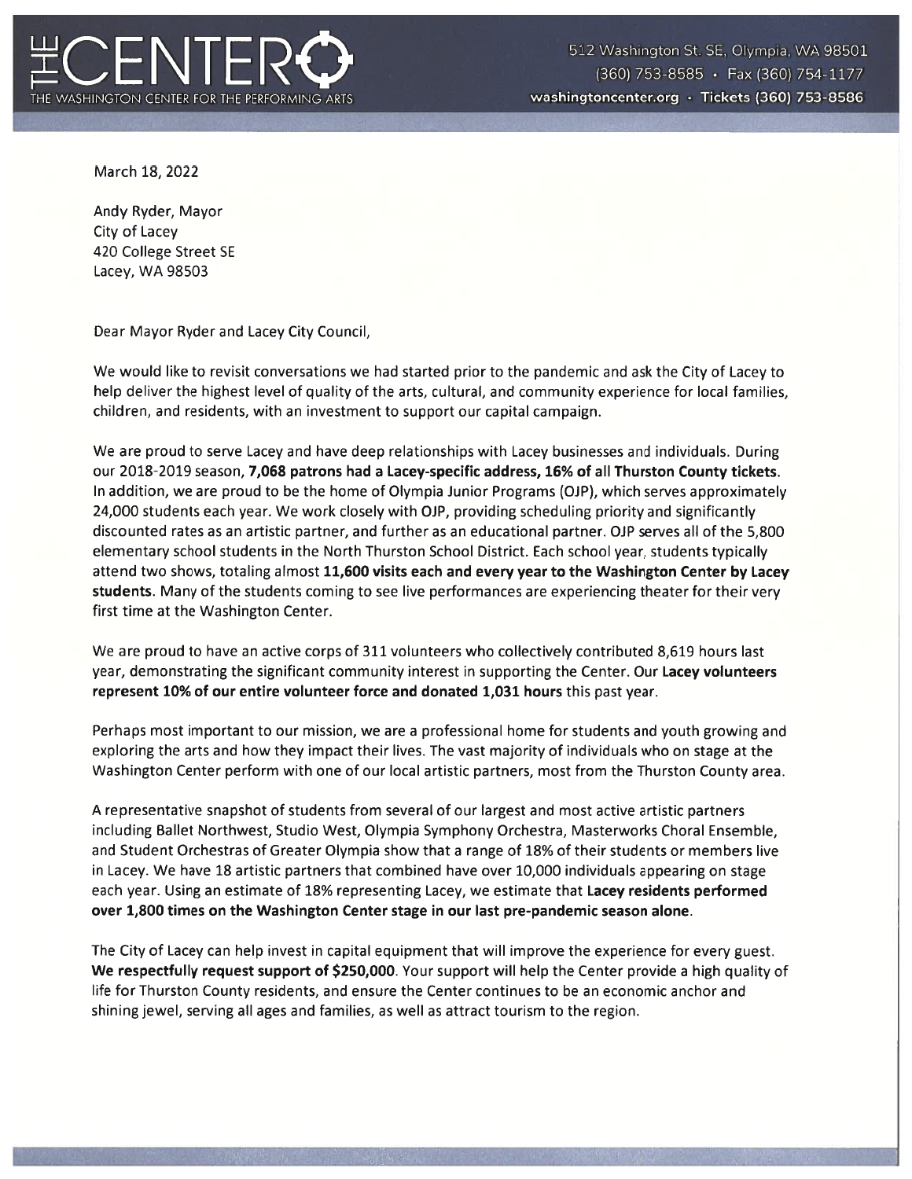# THE CENTER
THE WASHINGTON CENTER FOR THE PERFORMING ARTS

512 Washington St. SE, Olympia, WA 98501
(360) 753-8585 • Fax (360) 754-1177
washingtoncenter.org • Tickets (360) 753-8586

March 18, 2022

Andy Ryder, Mayor
City of Lacey
420 College Street SE
Lacey, WA 98503

Dear Mayor Ryder and Lacey City Council,

We would like to revisit conversations we had started prior to the pandemic and ask the City of Lacey to help deliver the highest level of quality of the arts, cultural, and community experience for local families, children, and residents, with an investment to support our capital campaign.

We are proud to serve Lacey and have deep relationships with Lacey businesses and individuals. During our 2018-2019 season, **7,068 patrons had a Lacey-specific address, 16% of all Thurston County tickets**. In addition, we are proud to be the home of Olympia Junior Programs (OJP), which serves approximately 24,000 students each year. We work closely with OJP, providing scheduling priority and significantly discounted rates as an artistic partner, and further as an educational partner. OJP serves all of the 5,800 elementary school students in the North Thurston School District. Each school year, students typically attend two shows, totaling almost **11,600 visits each and every year to the Washington Center by Lacey students**. Many of the students coming to see live performances are experiencing theater for their very first time at the Washington Center.

We are proud to have an active corps of 311 volunteers who collectively contributed 8,619 hours last year, demonstrating the significant community interest in supporting the Center. Our **Lacey volunteers represent 10% of our entire volunteer force and donated 1,031 hours** this past year.

Perhaps most important to our mission, we are a professional home for students and youth growing and exploring the arts and how they impact their lives. The vast majority of individuals who on stage at the Washington Center perform with one of our local artistic partners, most from the Thurston County area.

A representative snapshot of students from several of our largest and most active artistic partners including Ballet Northwest, Studio West, Olympia Symphony Orchestra, Masterworks Choral Ensemble, and Student Orchestras of Greater Olympia show that a range of 18% of their students or members live in Lacey. We have 18 artistic partners that combined have over 10,000 individuals appearing on stage each year. Using an estimate of 18% representing Lacey, we estimate that **Lacey residents performed over 1,800 times on the Washington Center stage in our last pre-pandemic season alone**.

The City of Lacey can help invest in capital equipment that will improve the experience for every guest. **We respectfully request support of $250,000**. Your support will help the Center provide a high quality of life for Thurston County residents, and ensure the Center continues to be an economic anchor and shining jewel, serving all ages and families, as well as attract tourism to the region.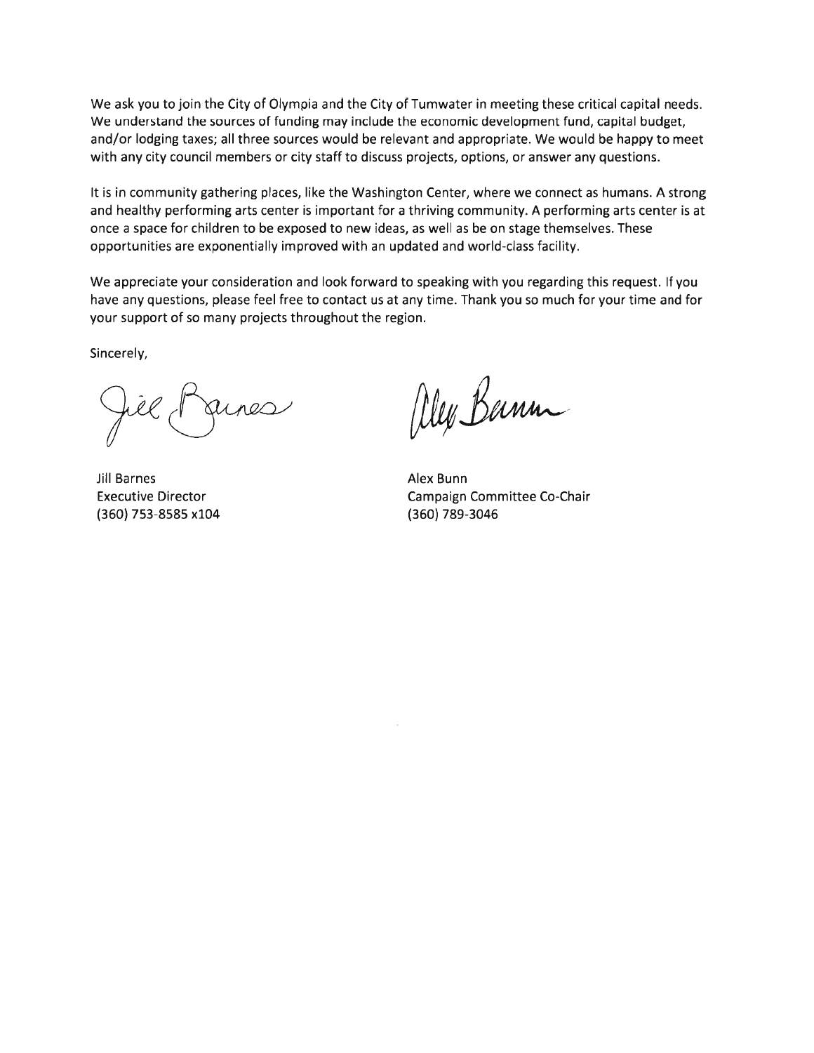We ask you to join the City of Olympia and the City of Tumwater in meeting these critical capital needs. We understand the sources of funding may include the economic development fund, capital budget, and/or lodging taxes; all three sources would be relevant and appropriate. We would be happy to meet with any city council members or city staff to discuss projects, options, or answer any questions.

It is in community gathering places, like the Washington Center, where we connect as humans. A strong and healthy performing arts center is important for a thriving community. A performing arts center is at once a space for children to be exposed to new ideas, as well as be on stage themselves. These opportunities are exponentially improved with an updated and world-class facility.

We appreciate your consideration and look forward to speaking with you regarding this request. If you have any questions, please feel free to contact us at any time. Thank you so much for your time and for your support of so many projects throughout the region.

Sincerely,

Jill Barnes
Executive Director
(360) 753-8585 x104

Alex Bunn
Campaign Committee Co-Chair
(360) 789-3046